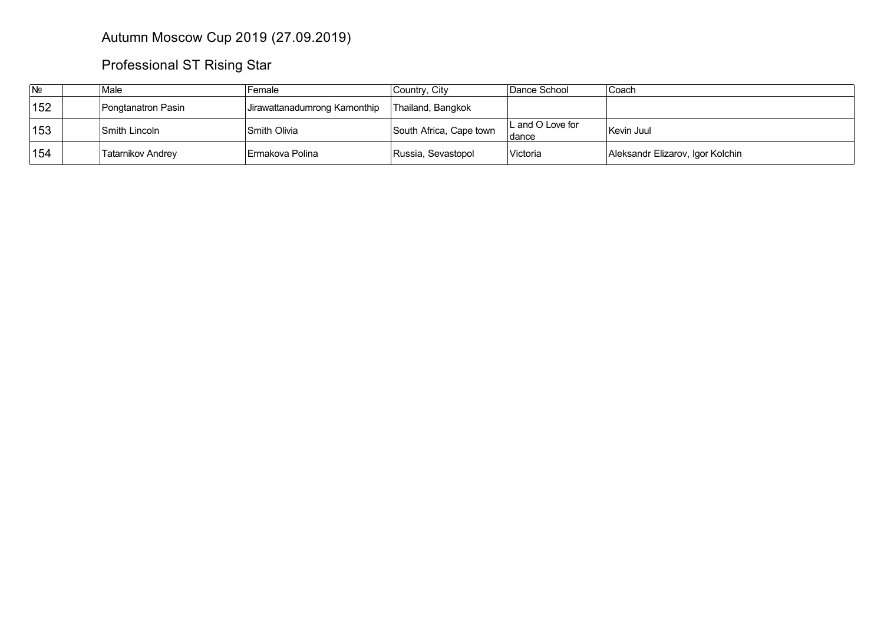# Autumn Moscow Cup 2019 (27.09.2019)

## Professional ST Rising Star

| № | | Male | Female | Country, City | Dance School | Coach |
|---|---|---|---|---|---|---|
| 152 | | Pongtanatron Pasin | Jirawattanadumrong Kamonthip | Thailand, Bangkok | | |
| 153 | | Smith Lincoln | Smith Olivia | South Africa, Cape town | L and O Love for dance | Kevin Juul |
| 154 | | Tatarnikov Andrey | Ermakova Polina | Russia, Sevastopol | Victoria | Aleksandr Elizarov, Igor Kolchin |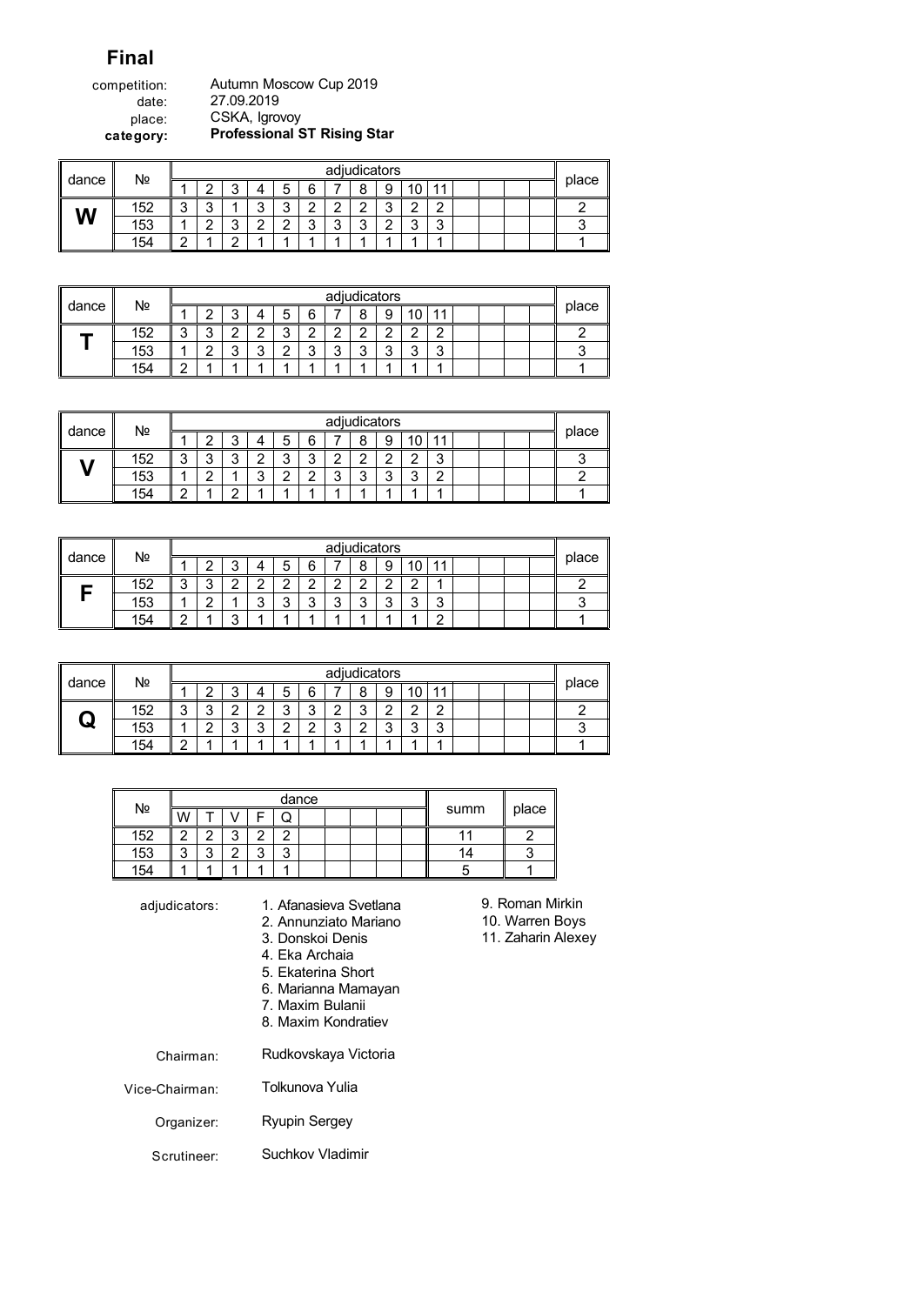# Final

| | |
|---|---|
| competition: | Autumn Moscow Cup 2019 |
| date: | 27.09.2019 |
| place: | CSKA, Igrovoy |
| **category:** | **Professional ST Rising Star** |

| dance | № | adjudicators | | | | | | | | | | | | | | | | place |
|---|---|---|---|---|---|---|---|---|---|---|---|---|---|---|---|---|---|---|
| | | 1 | 2 | 3 | 4 | 5 | 6 | 7 | 8 | 9 | 10 | 11 | | | | | | |
| **W** | 152 | 3 | 3 | 1 | 3 | 3 | 2 | 2 | 2 | 3 | 2 | 2 | | | | | | 2 |
| | 153 | 1 | 2 | 3 | 2 | 2 | 3 | 3 | 3 | 2 | 3 | 3 | | | | | | 3 |
| | 154 | 2 | 1 | 2 | 1 | 1 | 1 | 1 | 1 | 1 | 1 | 1 | | | | | | 1 |

| dance | № | adjudicators | | | | | | | | | | | | | | | | place |
|---|---|---|---|---|---|---|---|---|---|---|---|---|---|---|---|---|---|---|
| | | 1 | 2 | 3 | 4 | 5 | 6 | 7 | 8 | 9 | 10 | 11 | | | | | | |
| **T** | 152 | 3 | 3 | 2 | 2 | 3 | 2 | 2 | 2 | 2 | 2 | 2 | | | | | | 2 |
| | 153 | 1 | 2 | 3 | 3 | 2 | 3 | 3 | 3 | 3 | 3 | 3 | | | | | | 3 |
| | 154 | 2 | 1 | 1 | 1 | 1 | 1 | 1 | 1 | 1 | 1 | 1 | | | | | | 1 |

| dance | № | adjudicators | | | | | | | | | | | | | | | | place |
|---|---|---|---|---|---|---|---|---|---|---|---|---|---|---|---|---|---|---|
| | | 1 | 2 | 3 | 4 | 5 | 6 | 7 | 8 | 9 | 10 | 11 | | | | | | |
| **V** | 152 | 3 | 3 | 3 | 2 | 3 | 3 | 2 | 2 | 2 | 2 | 3 | | | | | | 3 |
| | 153 | 1 | 2 | 1 | 3 | 2 | 2 | 3 | 3 | 3 | 3 | 2 | | | | | | 2 |
| | 154 | 2 | 1 | 2 | 1 | 1 | 1 | 1 | 1 | 1 | 1 | 1 | | | | | | 1 |

| dance | № | adjudicators | | | | | | | | | | | | | | | | place |
|---|---|---|---|---|---|---|---|---|---|---|---|---|---|---|---|---|---|---|
| | | 1 | 2 | 3 | 4 | 5 | 6 | 7 | 8 | 9 | 10 | 11 | | | | | | |
| **F** | 152 | 3 | 3 | 2 | 2 | 2 | 2 | 2 | 2 | 2 | 2 | 1 | | | | | | 2 |
| | 153 | 1 | 2 | 1 | 3 | 3 | 3 | 3 | 3 | 3 | 3 | 3 | | | | | | 3 |
| | 154 | 2 | 1 | 3 | 1 | 1 | 1 | 1 | 1 | 1 | 1 | 2 | | | | | | 1 |

| dance | № | adjudicators | | | | | | | | | | | | | | | | place |
|---|---|---|---|---|---|---|---|---|---|---|---|---|---|---|---|---|---|---|
| | | 1 | 2 | 3 | 4 | 5 | 6 | 7 | 8 | 9 | 10 | 11 | | | | | | |
| **Q** | 152 | 3 | 3 | 2 | 2 | 3 | 3 | 2 | 3 | 2 | 2 | 2 | | | | | | 2 |
| | 153 | 1 | 2 | 3 | 3 | 2 | 2 | 3 | 2 | 3 | 3 | 3 | | | | | | 3 |
| | 154 | 2 | 1 | 1 | 1 | 1 | 1 | 1 | 1 | 1 | 1 | 1 | | | | | | 1 |

| № | dance | | | | | | | | | | summ | place |
|---|---|---|---|---|---|---|---|---|---|---|---|---|
| | W | T | V | F | Q | | | | | | | |
| 152 | 2 | 2 | 3 | 2 | 2 | | | | | | 11 | 2 |
| 153 | 3 | 3 | 2 | 3 | 3 | | | | | | 14 | 3 |
| 154 | 1 | 1 | 1 | 1 | 1 | | | | | | 5 | 1 |

adjudicators:

1. Afanasieva Svetlana
2. Annunziato Mariano
3. Donskoi Denis
4. Eka Archaia
5. Ekaterina Short
6. Marianna Mamayan
7. Maxim Bulanii
8. Maxim Kondratiev
9. Roman Mirkin
10. Warren Boys
11. Zaharin Alexey

Chairman: Rudkovskaya Victoria

Vice-Chairman: Tolkunova Yulia

Organizer: Ryupin Sergey

Scrutineer: Suchkov Vladimir